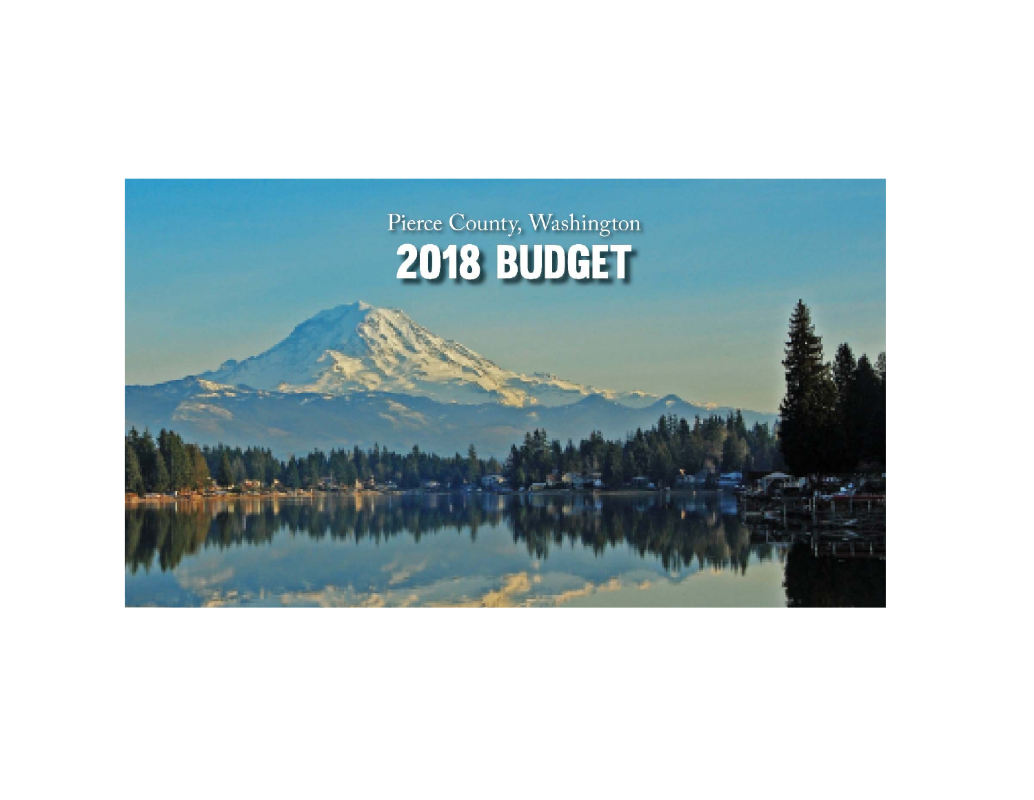Pierce County, Washington

# 2018 BUDGET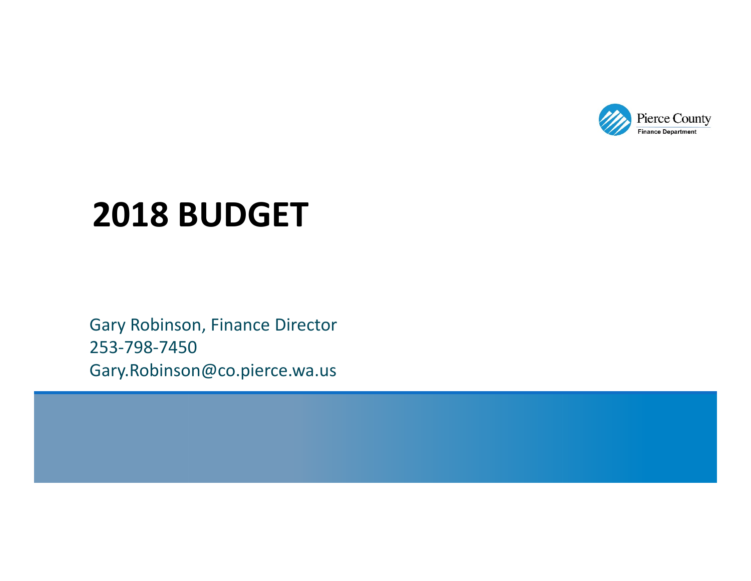Pierce County
Finance Department

# 2018 BUDGET

Gary Robinson, Finance Director
253-798-7450
Gary.Robinson@co.pierce.wa.us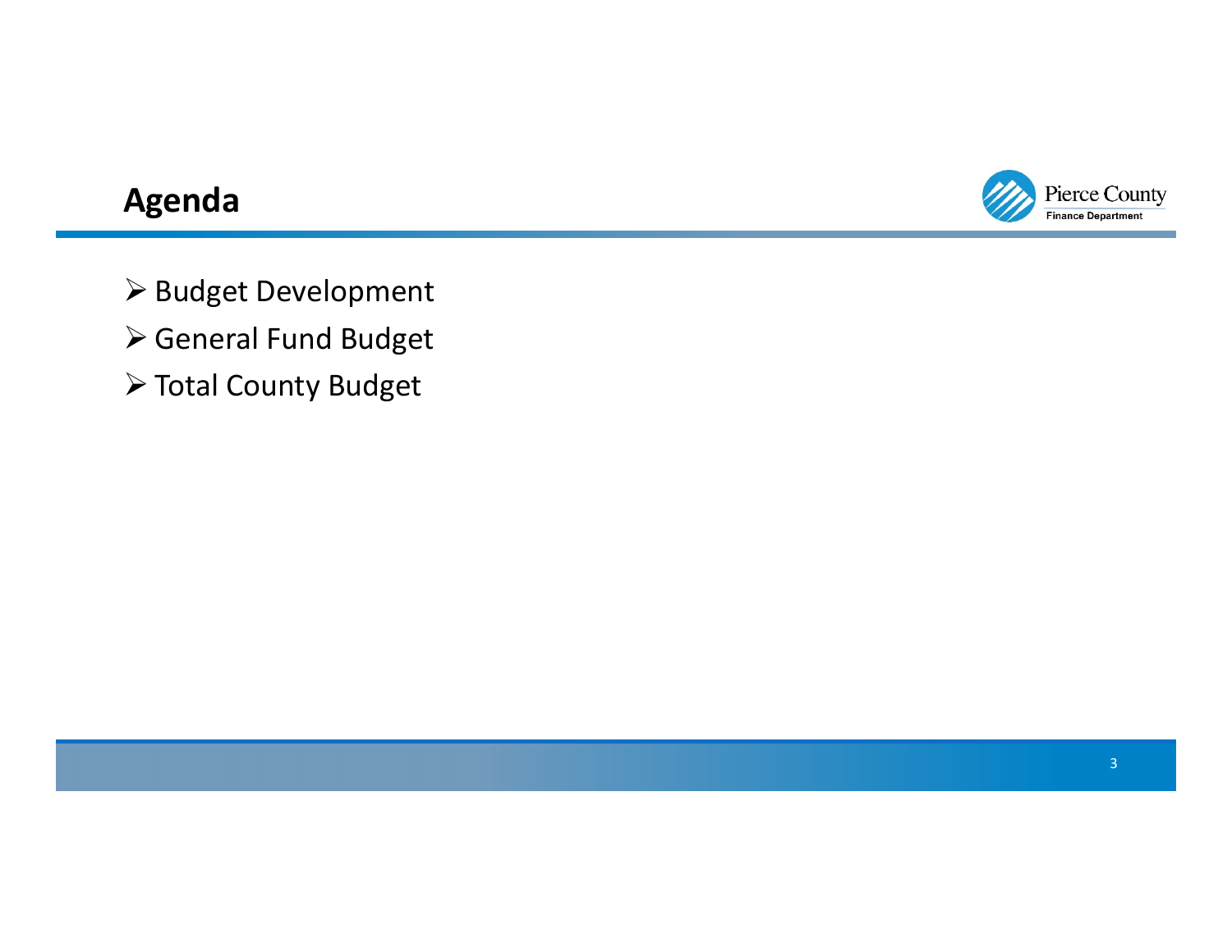## Agenda

- Budget Development
- General Fund Budget
- Total County Budget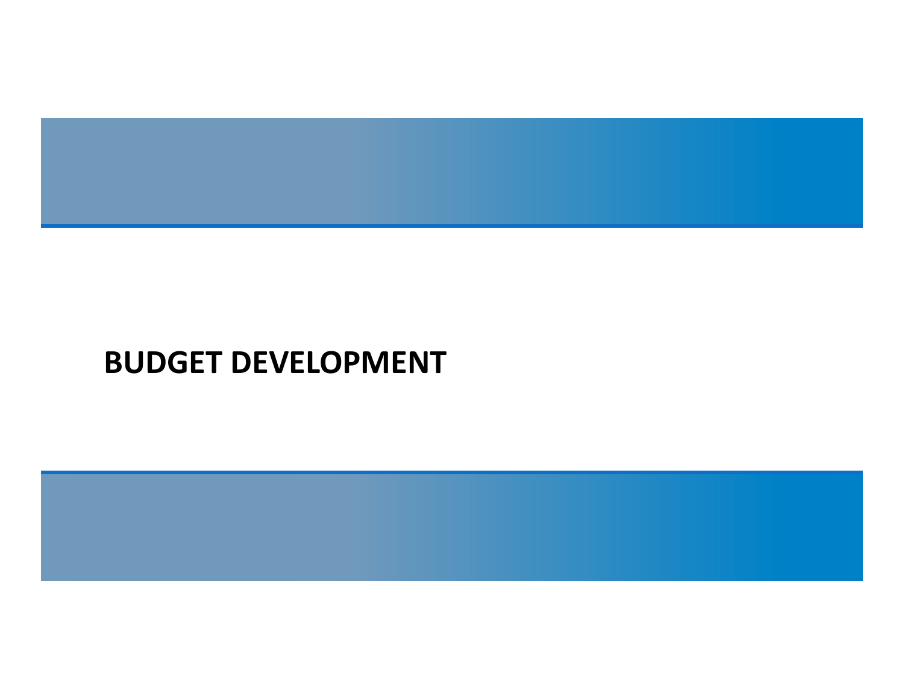# BUDGET DEVELOPMENT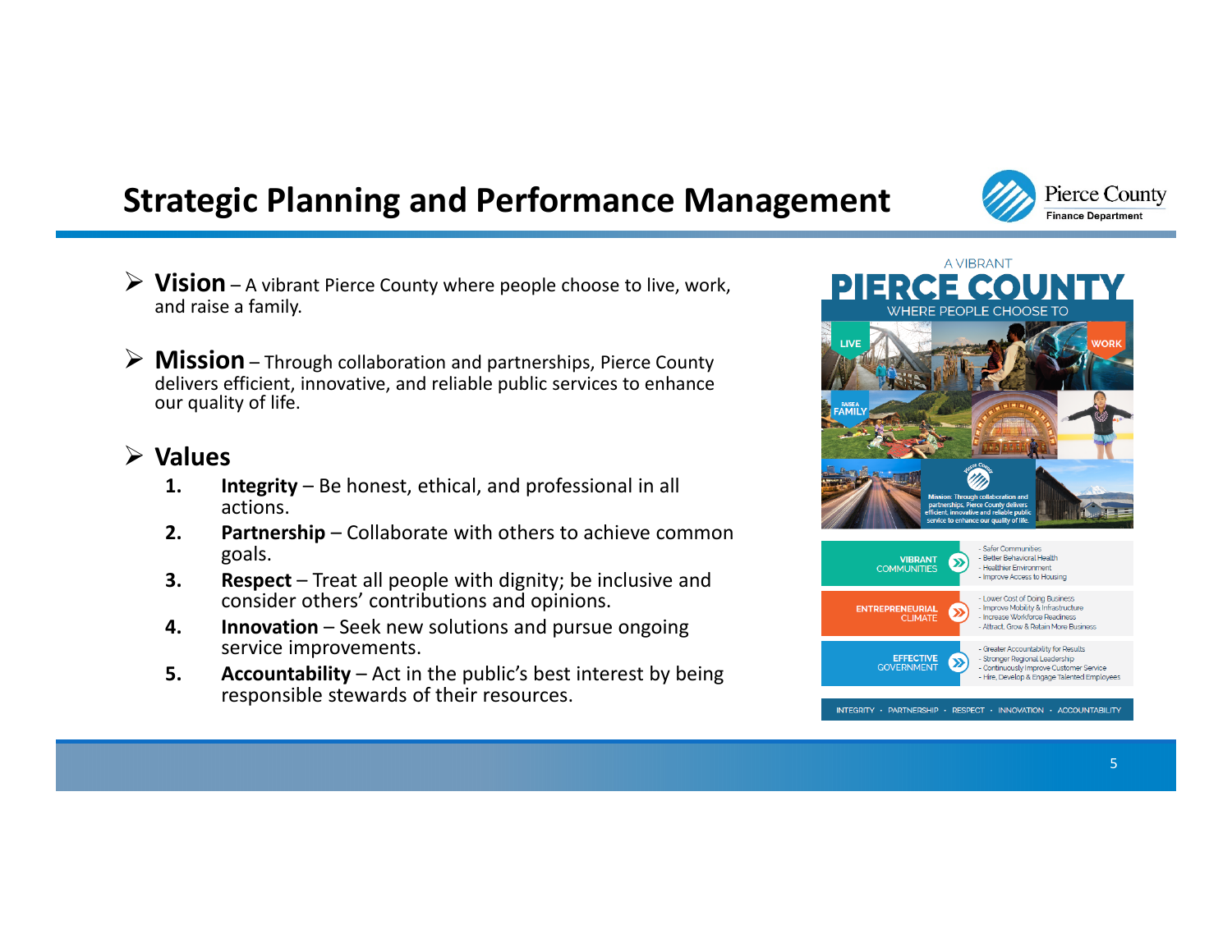# Strategic Planning and Performance Management

Pierce County Finance Department

- **Vision** – A vibrant Pierce County where people choose to live, work, and raise a family.

- **Mission** – Through collaboration and partnerships, Pierce County delivers efficient, innovative, and reliable public services to enhance our quality of life.

- **Values**
  1. **Integrity** – Be honest, ethical, and professional in all actions.
  2. **Partnership** – Collaborate with others to achieve common goals.
  3. **Respect** – Treat all people with dignity; be inclusive and consider others' contributions and opinions.
  4. **Innovation** – Seek new solutions and pursue ongoing service improvements.
  5. **Accountability** – Act in the public's best interest by being responsible stewards of their resources.

A VIBRANT
**PIERCE COUNTY**
WHERE PEOPLE CHOOSE TO

LIVE · WORK · RAISE A FAMILY

Mission: Through collaboration and partnerships, Pierce County delivers efficient, innovative and reliable public service to enhance our quality of life.

| | |
|---|---|
| **VIBRANT** COMMUNITIES | - Safer Communities<br>- Better Behavioral Health<br>- Healthier Environment<br>- Improve Access to Housing |
| **ENTREPRENEURIAL** CLIMATE | - Lower Cost of Doing Business<br>- Improve Mobility & Infrastructure<br>- Increase Workforce Readiness<br>- Attract, Grow & Retain More Business |
| **EFFECTIVE** GOVERNMENT | - Greater Accountability for Results<br>- Stronger Regional Leadership<br>- Continuously Improve Customer Service<br>- Hire, Develop & Engage Talented Employees |

INTEGRITY · PARTNERSHIP · RESPECT · INNOVATION · ACCOUNTABILITY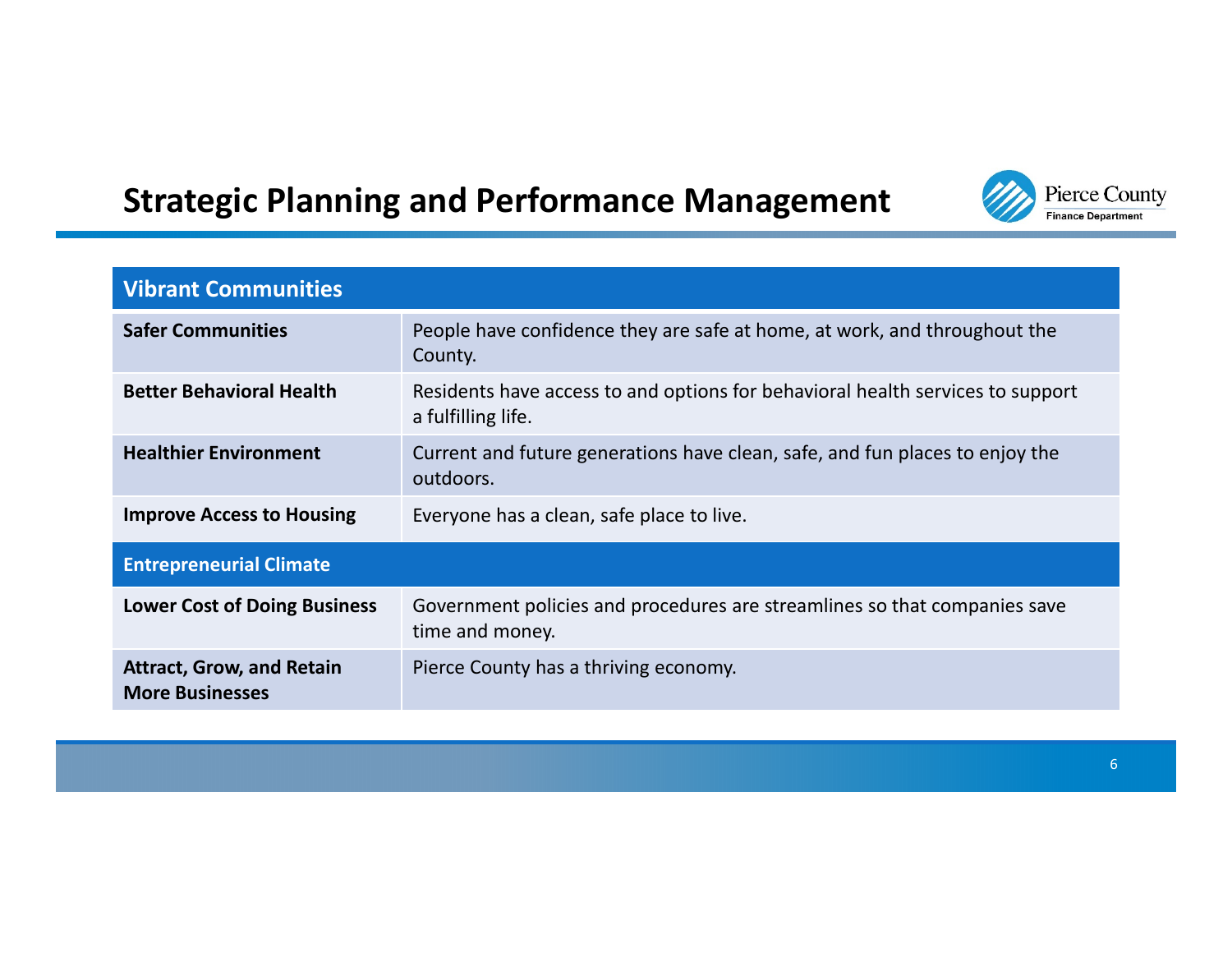# Strategic Planning and Performance Management

| Vibrant Communities | |
|---|---|
| **Safer Communities** | People have confidence they are safe at home, at work, and throughout the County. |
| **Better Behavioral Health** | Residents have access to and options for behavioral health services to support a fulfilling life. |
| **Healthier Environment** | Current and future generations have clean, safe, and fun places to enjoy the outdoors. |
| **Improve Access to Housing** | Everyone has a clean, safe place to live. |
| **Entrepreneurial Climate** | |
| **Lower Cost of Doing Business** | Government policies and procedures are streamlines so that companies save time and money. |
| **Attract, Grow, and Retain More Businesses** | Pierce County has a thriving economy. |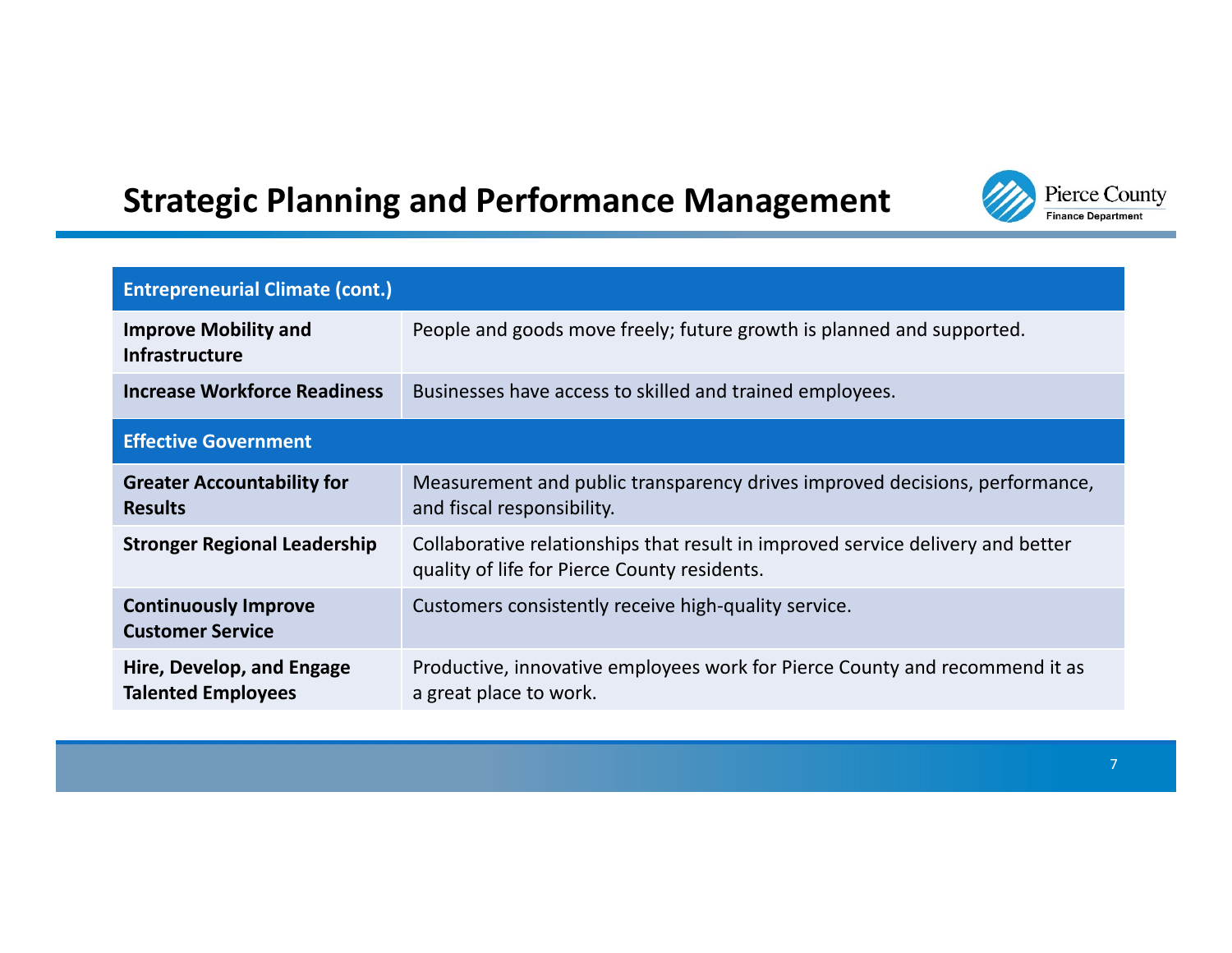## Strategic Planning and Performance Management

| Entrepreneurial Climate (cont.) | |
|---|---|
| **Improve Mobility and Infrastructure** | People and goods move freely; future growth is planned and supported. |
| **Increase Workforce Readiness** | Businesses have access to skilled and trained employees. |
| **Effective Government** | |
| **Greater Accountability for Results** | Measurement and public transparency drives improved decisions, performance, and fiscal responsibility. |
| **Stronger Regional Leadership** | Collaborative relationships that result in improved service delivery and better quality of life for Pierce County residents. |
| **Continuously Improve Customer Service** | Customers consistently receive high-quality service. |
| **Hire, Develop, and Engage Talented Employees** | Productive, innovative employees work for Pierce County and recommend it as a great place to work. |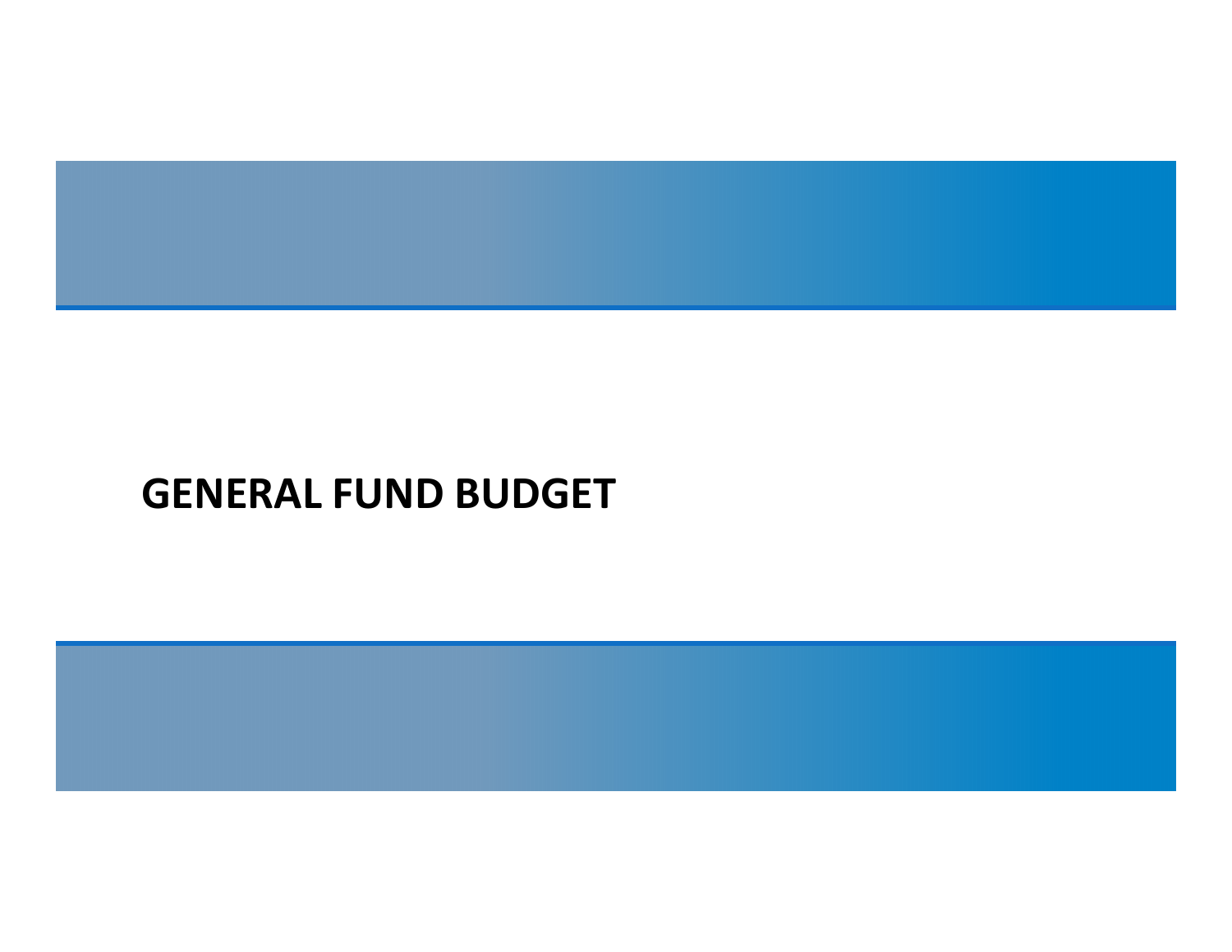# GENERAL FUND BUDGET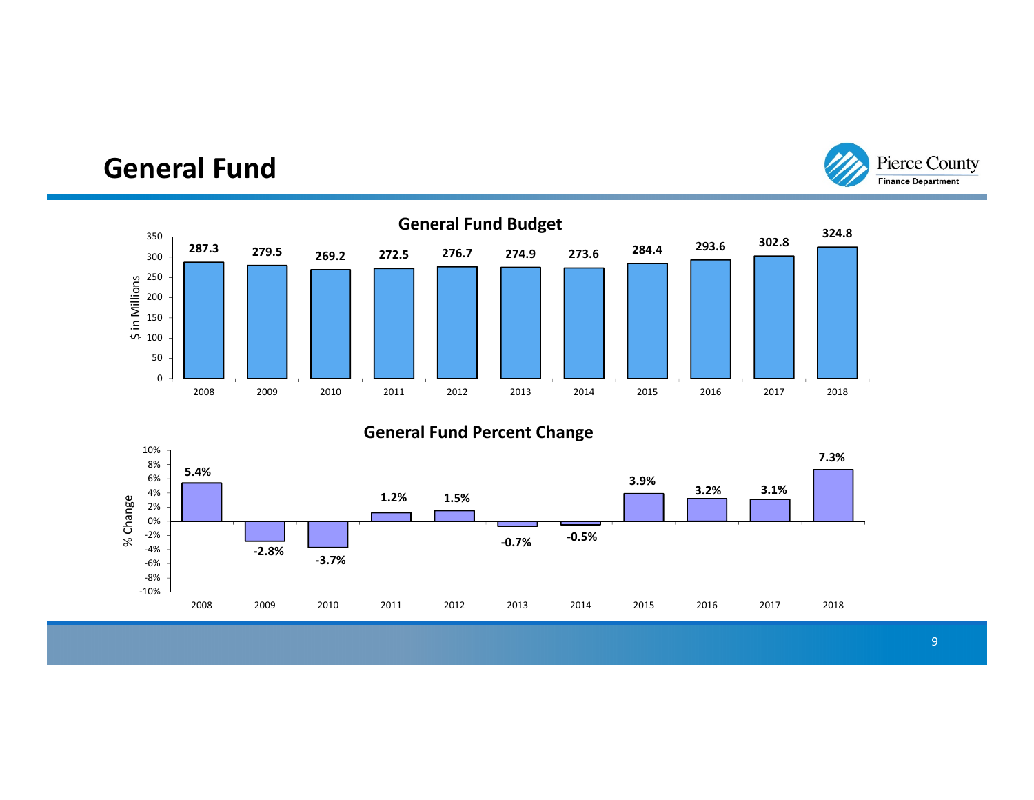# General Fund

## General Fund Budget

| Year | $ in Millions |
|---|---|
| 2008 | 287.3 |
| 2009 | 279.5 |
| 2010 | 269.2 |
| 2011 | 272.5 |
| 2012 | 276.7 |
| 2013 | 274.9 |
| 2014 | 273.6 |
| 2015 | 284.4 |
| 2016 | 293.6 |
| 2017 | 302.8 |
| 2018 | 324.8 |

## General Fund Percent Change

| Year | % Change |
|---|---|
| 2008 | 5.4% |
| 2009 | -2.8% |
| 2010 | -3.7% |
| 2011 | 1.2% |
| 2012 | 1.5% |
| 2013 | -0.7% |
| 2014 | -0.5% |
| 2015 | 3.9% |
| 2016 | 3.2% |
| 2017 | 3.1% |
| 2018 | 7.3% |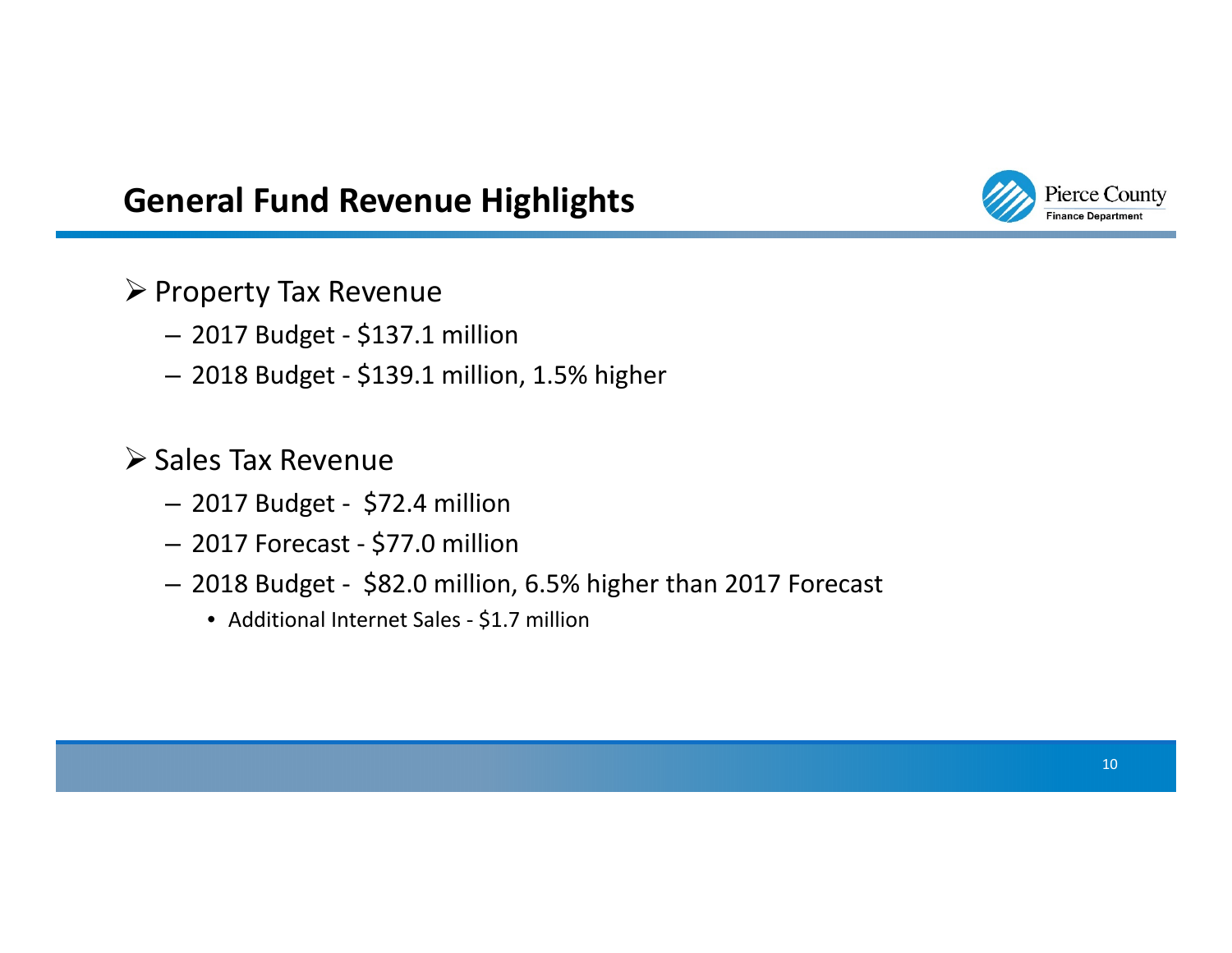## General Fund Revenue Highlights

- Property Tax Revenue
  - 2017 Budget - $137.1 million
  - 2018 Budget - $139.1 million, 1.5% higher

- Sales Tax Revenue
  - 2017 Budget - $72.4 million
  - 2017 Forecast - $77.0 million
  - 2018 Budget - $82.0 million, 6.5% higher than 2017 Forecast
    - Additional Internet Sales - $1.7 million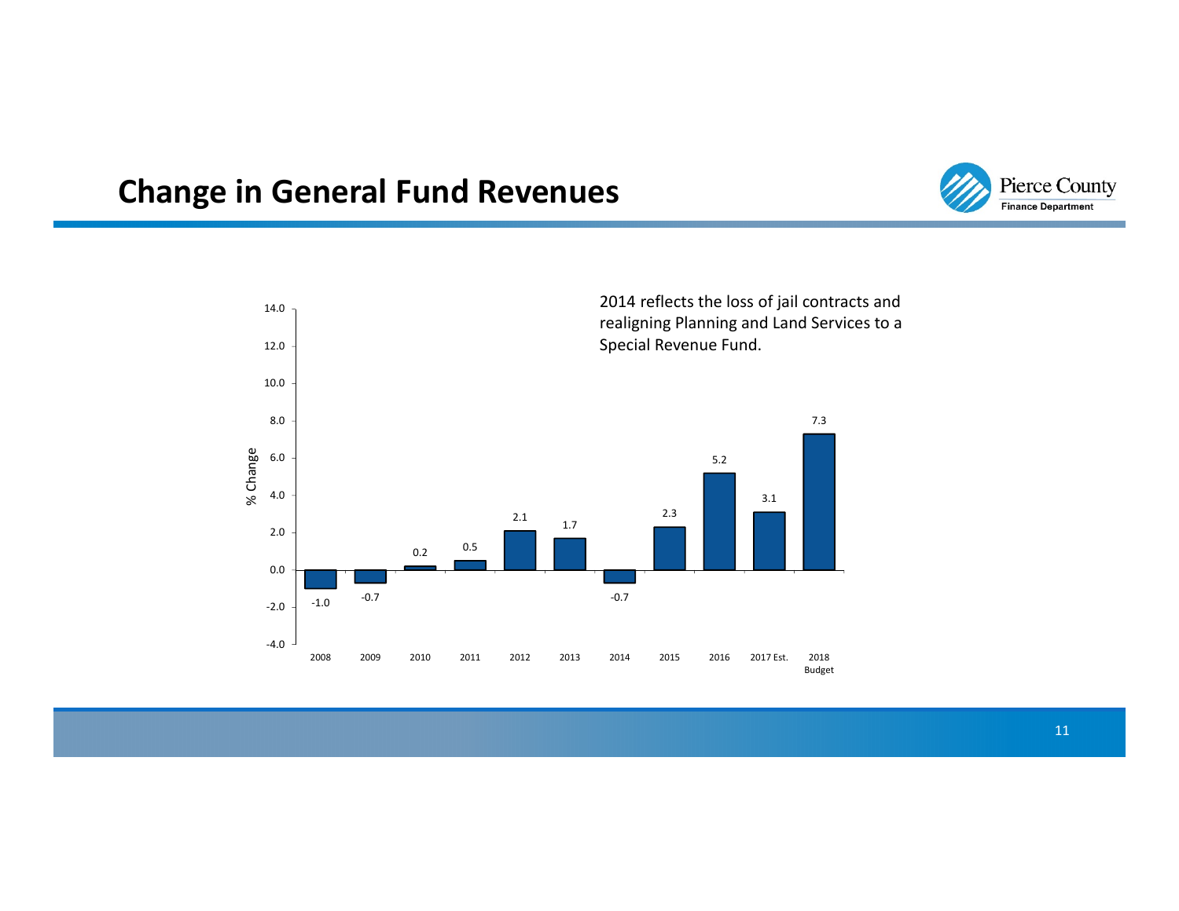# Change in General Fund Revenues

2014 reflects the loss of jail contracts and realigning Planning and Land Services to a Special Revenue Fund.

| Year | % Change |
| --- | --- |
| 2008 | -1.0 |
| 2009 | -0.7 |
| 2010 | 0.2 |
| 2011 | 0.5 |
| 2012 | 2.1 |
| 2013 | 1.7 |
| 2014 | -0.7 |
| 2015 | 2.3 |
| 2016 | 5.2 |
| 2017 Est. | 3.1 |
| 2018 Budget | 7.3 |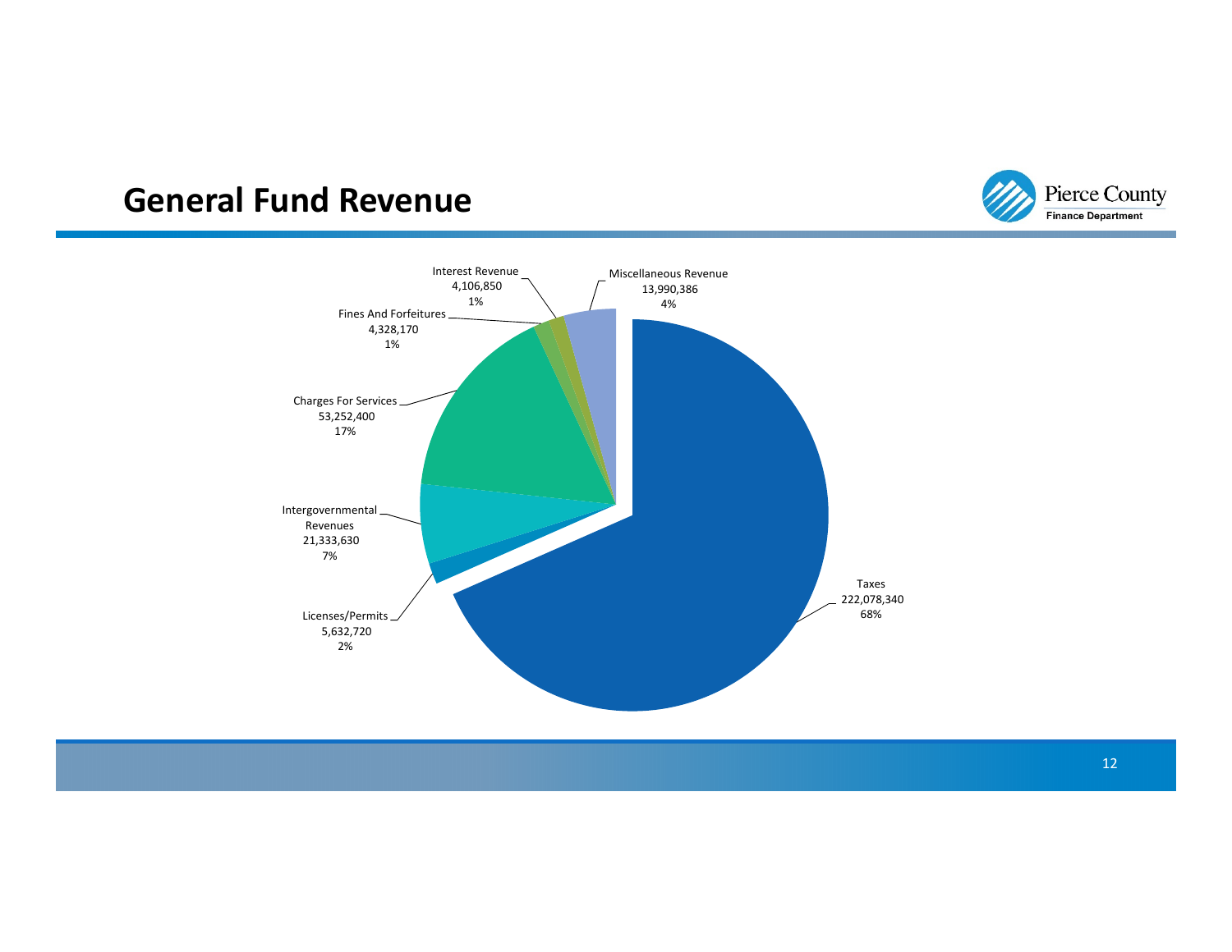## General Fund Revenue

| Category | Amount | Percent |
| --- | --- | --- |
| Taxes | 222,078,340 | 68% |
| Charges For Services | 53,252,400 | 17% |
| Intergovernmental Revenues | 21,333,630 | 7% |
| Miscellaneous Revenue | 13,990,386 | 4% |
| Licenses/Permits | 5,632,720 | 2% |
| Fines And Forfeitures | 4,328,170 | 1% |
| Interest Revenue | 4,106,850 | 1% |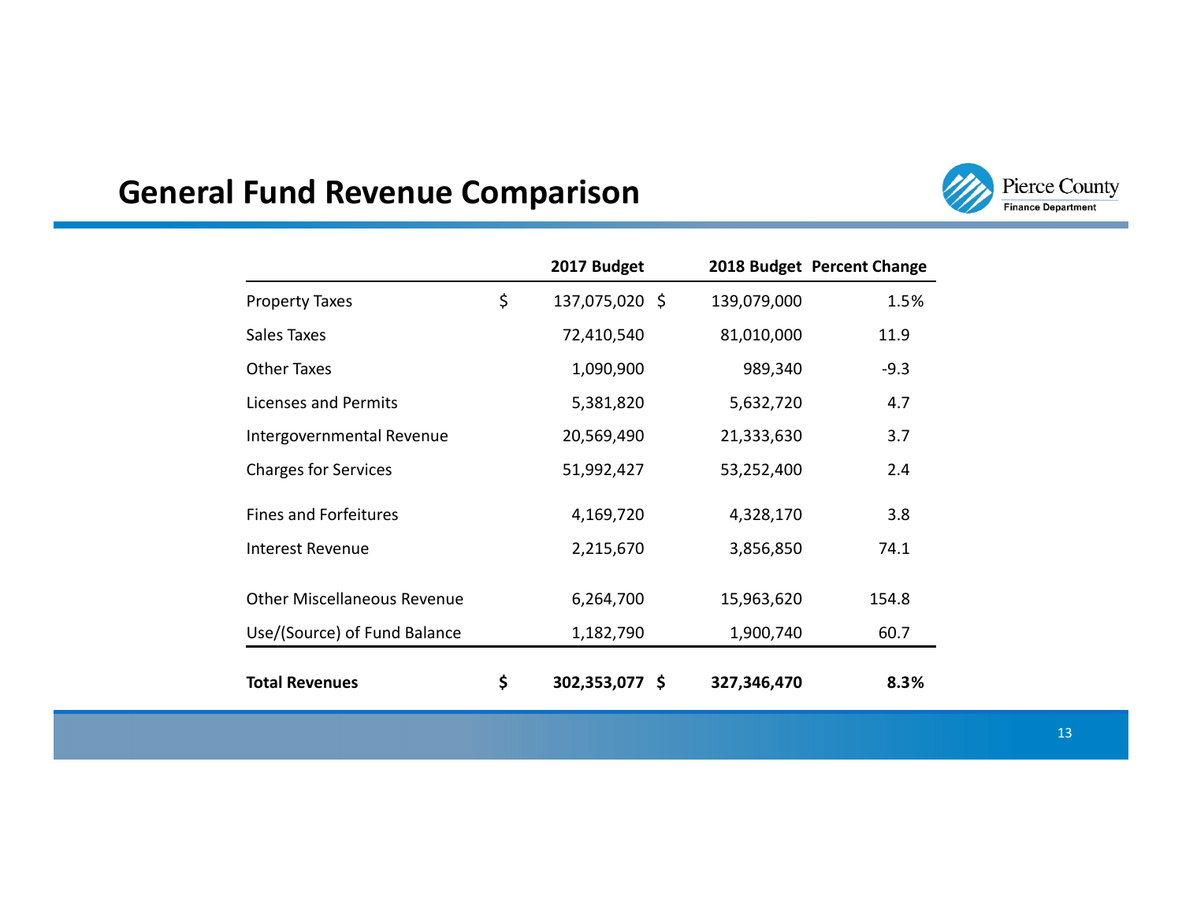## General Fund Revenue Comparison

Pierce County
Finance Department

| | 2017 Budget | 2018 Budget | Percent Change |
|---|---|---|---|
| Property Taxes | $ 137,075,020 | $ 139,079,000 | 1.5% |
| Sales Taxes | 72,410,540 | 81,010,000 | 11.9 |
| Other Taxes | 1,090,900 | 989,340 | -9.3 |
| Licenses and Permits | 5,381,820 | 5,632,720 | 4.7 |
| Intergovernmental Revenue | 20,569,490 | 21,333,630 | 3.7 |
| Charges for Services | 51,992,427 | 53,252,400 | 2.4 |
| Fines and Forfeitures | 4,169,720 | 4,328,170 | 3.8 |
| Interest Revenue | 2,215,670 | 3,856,850 | 74.1 |
| Other Miscellaneous Revenue | 6,264,700 | 15,963,620 | 154.8 |
| Use/(Source) of Fund Balance | 1,182,790 | 1,900,740 | 60.7 |
| **Total Revenues** | **$ 302,353,077** | **$ 327,346,470** | **8.3%** |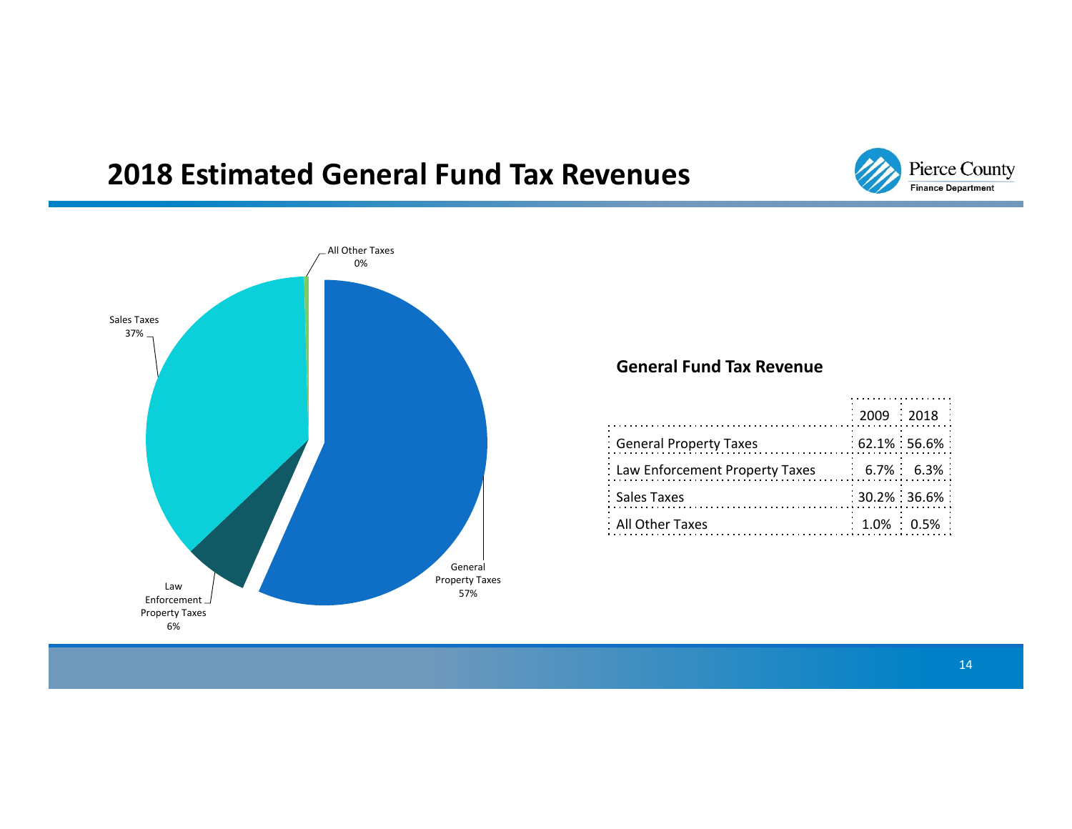# 2018 Estimated General Fund Tax Revenues

All Other Taxes 0%

Sales Taxes 37%

Law Enforcement Property Taxes 6%

General Property Taxes 57%

**General Fund Tax Revenue**

| | 2009 | 2018 |
|---|---|---|
| General Property Taxes | 62.1% | 56.6% |
| Law Enforcement Property Taxes | 6.7% | 6.3% |
| Sales Taxes | 30.2% | 36.6% |
| All Other Taxes | 1.0% | 0.5% |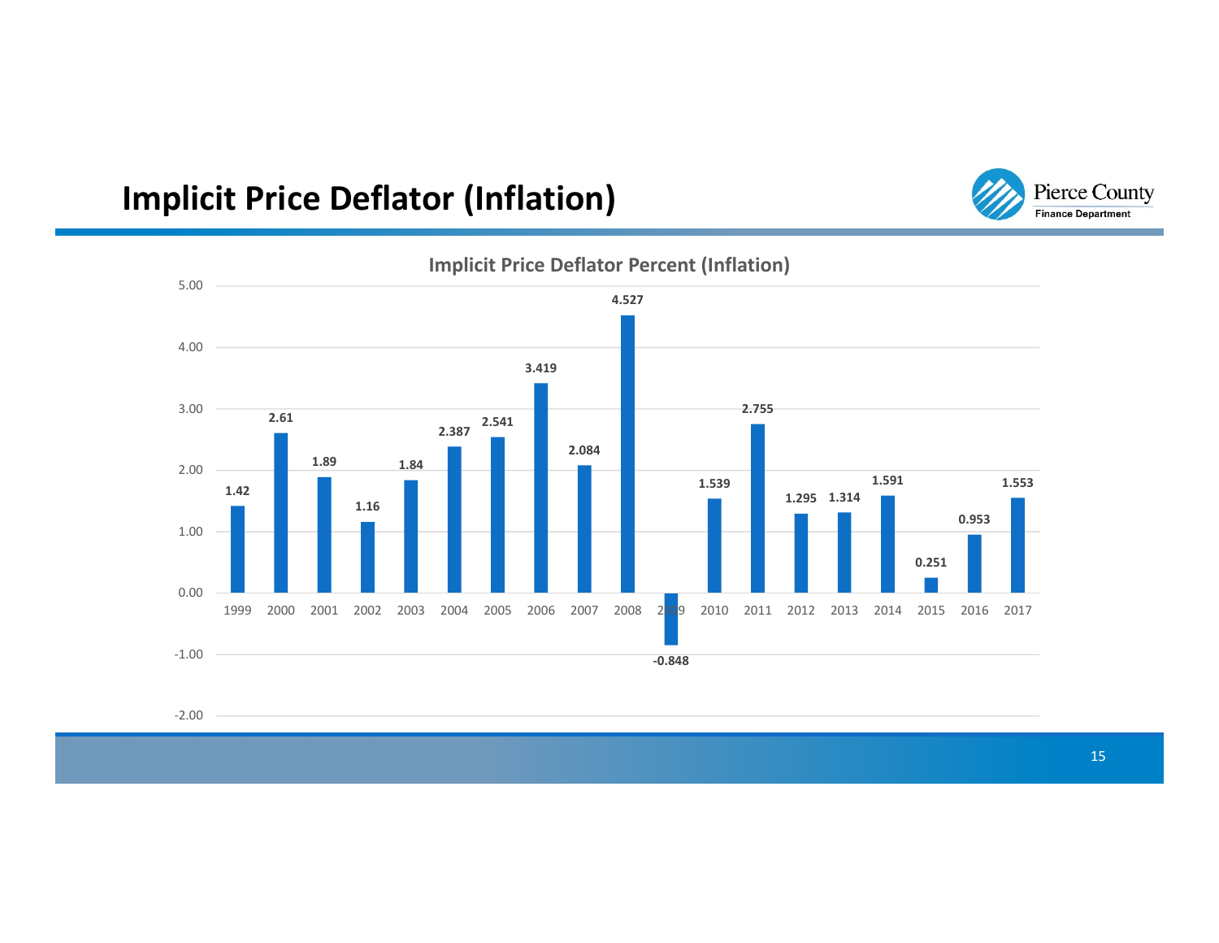# Implicit Price Deflator (Inflation)

**Implicit Price Deflator Percent (Inflation)**

| Year | Percent |
| --- | --- |
| 1999 | 1.42 |
| 2000 | 2.61 |
| 2001 | 1.89 |
| 2002 | 1.16 |
| 2003 | 1.84 |
| 2004 | 2.387 |
| 2005 | 2.541 |
| 2006 | 3.419 |
| 2007 | 2.084 |
| 2008 | 4.527 |
| 2009 | -0.848 |
| 2010 | 1.539 |
| 2011 | 2.755 |
| 2012 | 1.295 |
| 2013 | 1.314 |
| 2014 | 1.591 |
| 2015 | 0.251 |
| 2016 | 0.953 |
| 2017 | 1.553 |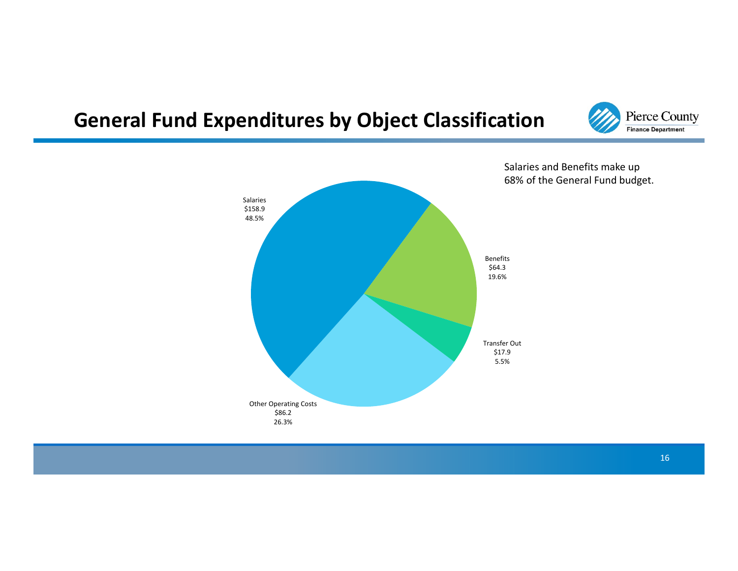# General Fund Expenditures by Object Classification

Salaries and Benefits make up 68% of the General Fund budget.

Salaries
$158.9
48.5%

Benefits
$64.3
19.6%

Transfer Out
$17.9
5.5%

Other Operating Costs
$86.2
26.3%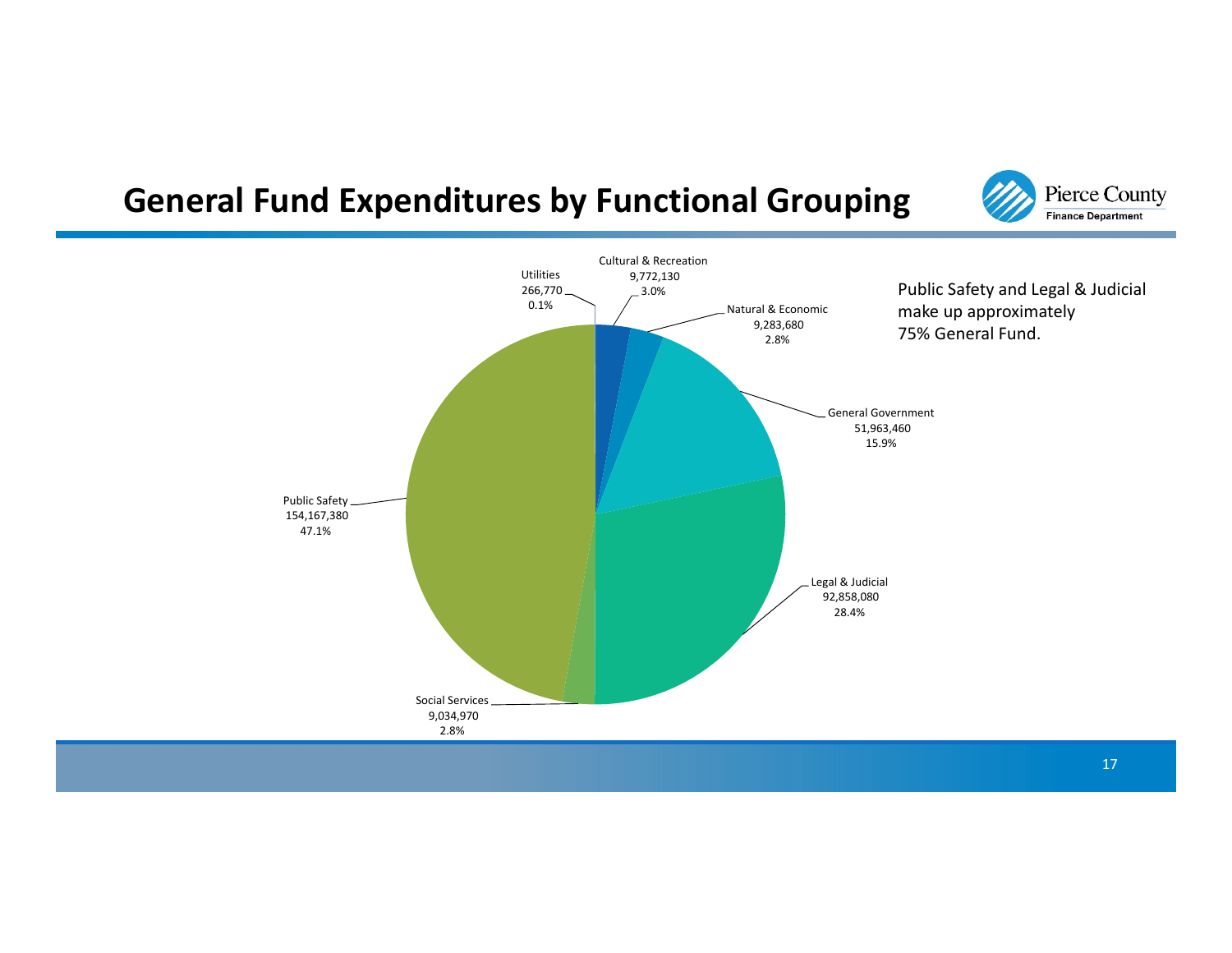# General Fund Expenditures by Functional Grouping

Pierce County
Finance Department

Public Safety and Legal & Judicial make up approximately 75% General Fund.

| Functional Grouping | Amount | Percent |
|---|---|---|
| Utilities | 266,770 | 0.1% |
| Cultural & Recreation | 9,772,130 | 3.0% |
| Natural & Economic | 9,283,680 | 2.8% |
| General Government | 51,963,460 | 15.9% |
| Legal & Judicial | 92,858,080 | 28.4% |
| Social Services | 9,034,970 | 2.8% |
| Public Safety | 154,167,380 | 47.1% |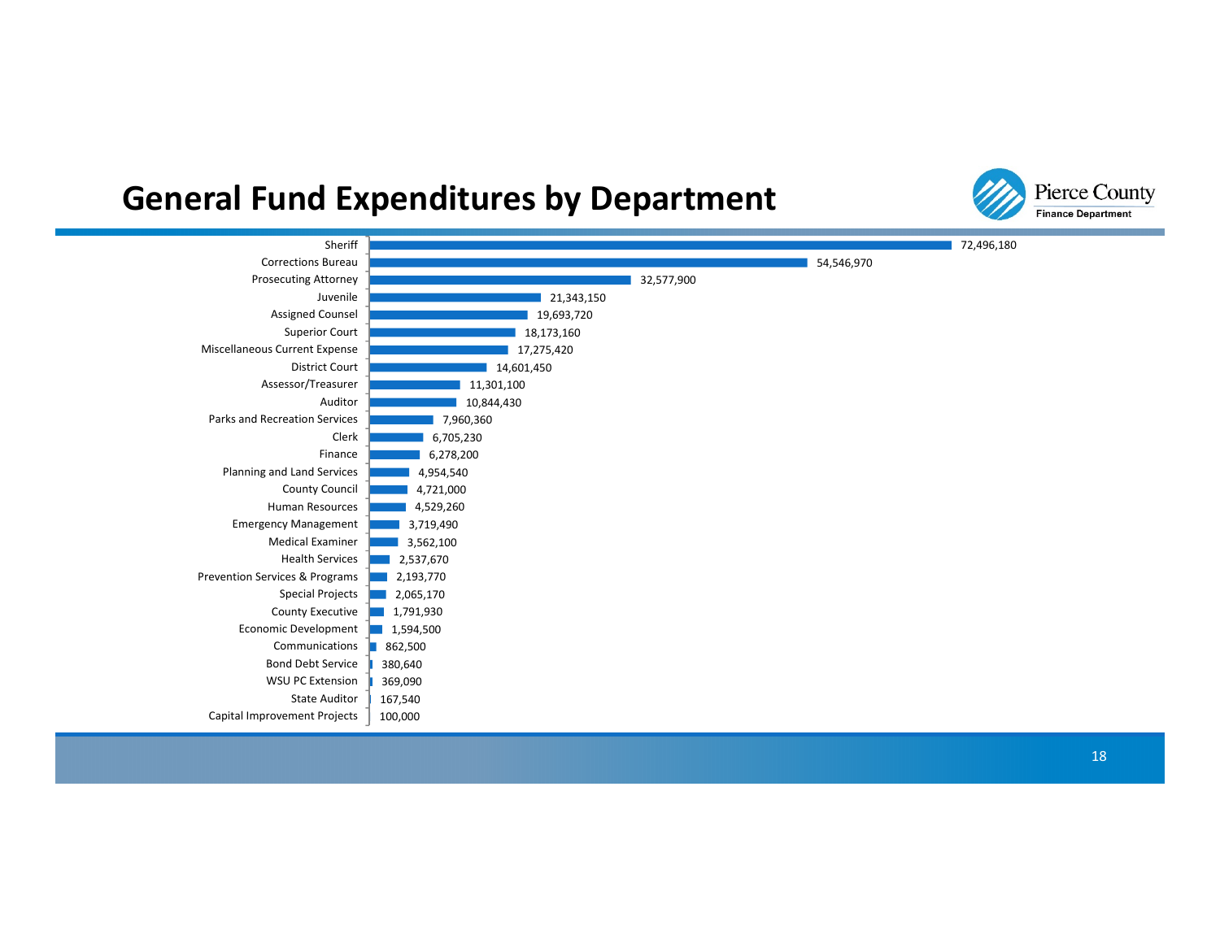# General Fund Expenditures by Department

| Department | Expenditures |
| --- | --- |
| Sheriff | 72,496,180 |
| Corrections Bureau | 54,546,970 |
| Prosecuting Attorney | 32,577,900 |
| Juvenile | 21,343,150 |
| Assigned Counsel | 19,693,720 |
| Superior Court | 18,173,160 |
| Miscellaneous Current Expense | 17,275,420 |
| District Court | 14,601,450 |
| Assessor/Treasurer | 11,301,100 |
| Auditor | 10,844,430 |
| Parks and Recreation Services | 7,960,360 |
| Clerk | 6,705,230 |
| Finance | 6,278,200 |
| Planning and Land Services | 4,954,540 |
| County Council | 4,721,000 |
| Human Resources | 4,529,260 |
| Emergency Management | 3,719,490 |
| Medical Examiner | 3,562,100 |
| Health Services | 2,537,670 |
| Prevention Services & Programs | 2,193,770 |
| Special Projects | 2,065,170 |
| County Executive | 1,791,930 |
| Economic Development | 1,594,500 |
| Communications | 862,500 |
| Bond Debt Service | 380,640 |
| WSU PC Extension | 369,090 |
| State Auditor | 167,540 |
| Capital Improvement Projects | 100,000 |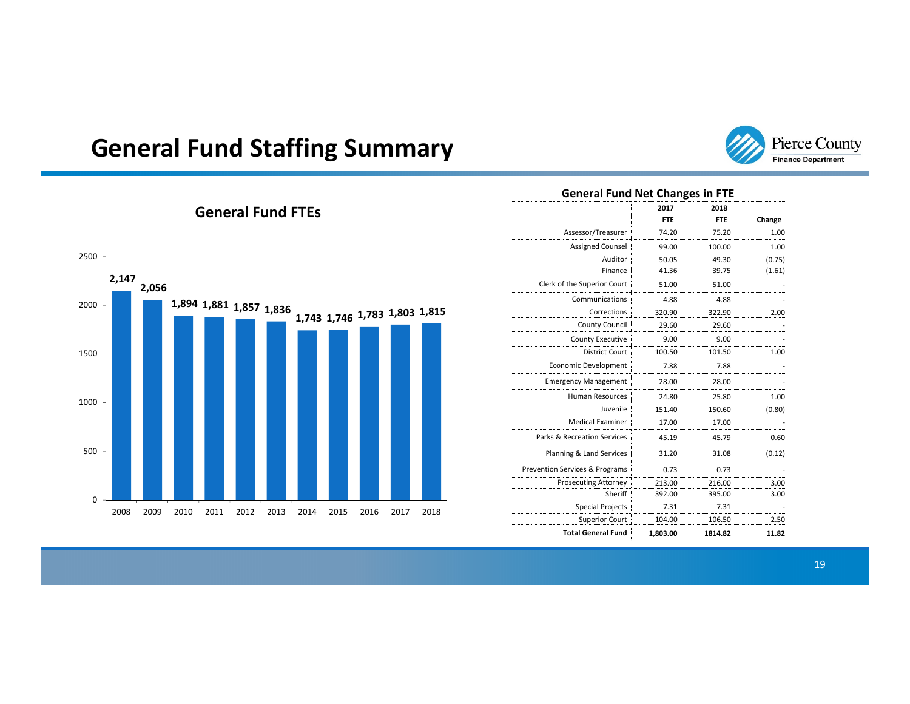# General Fund Staffing Summary

## General Fund FTEs

| Year | FTEs |
|---|---|
| 2008 | 2,147 |
| 2009 | 2,056 |
| 2010 | 1,894 |
| 2011 | 1,881 |
| 2012 | 1,857 |
| 2013 | 1,836 |
| 2014 | 1,743 |
| 2015 | 1,746 |
| 2016 | 1,783 |
| 2017 | 1,803 |
| 2018 | 1,815 |

## General Fund Net Changes in FTE

| | 2017 FTE | 2018 FTE | Change |
|---|---|---|---|
| Assessor/Treasurer | 74.20 | 75.20 | 1.00 |
| Assigned Counsel | 99.00 | 100.00 | 1.00 |
| Auditor | 50.05 | 49.30 | (0.75) |
| Finance | 41.36 | 39.75 | (1.61) |
| Clerk of the Superior Court | 51.00 | 51.00 | - |
| Communications | 4.88 | 4.88 | - |
| Corrections | 320.90 | 322.90 | 2.00 |
| County Council | 29.60 | 29.60 | - |
| County Executive | 9.00 | 9.00 | - |
| District Court | 100.50 | 101.50 | 1.00 |
| Economic Development | 7.88 | 7.88 | - |
| Emergency Management | 28.00 | 28.00 | - |
| Human Resources | 24.80 | 25.80 | 1.00 |
| Juvenile | 151.40 | 150.60 | (0.80) |
| Medical Examiner | 17.00 | 17.00 | - |
| Parks & Recreation Services | 45.19 | 45.79 | 0.60 |
| Planning & Land Services | 31.20 | 31.08 | (0.12) |
| Prevention Services & Programs | 0.73 | 0.73 | - |
| Prosecuting Attorney | 213.00 | 216.00 | 3.00 |
| Sheriff | 392.00 | 395.00 | 3.00 |
| Special Projects | 7.31 | 7.31 | - |
| Superior Court | 104.00 | 106.50 | 2.50 |
| **Total General Fund** | **1,803.00** | **1814.82** | **11.82** |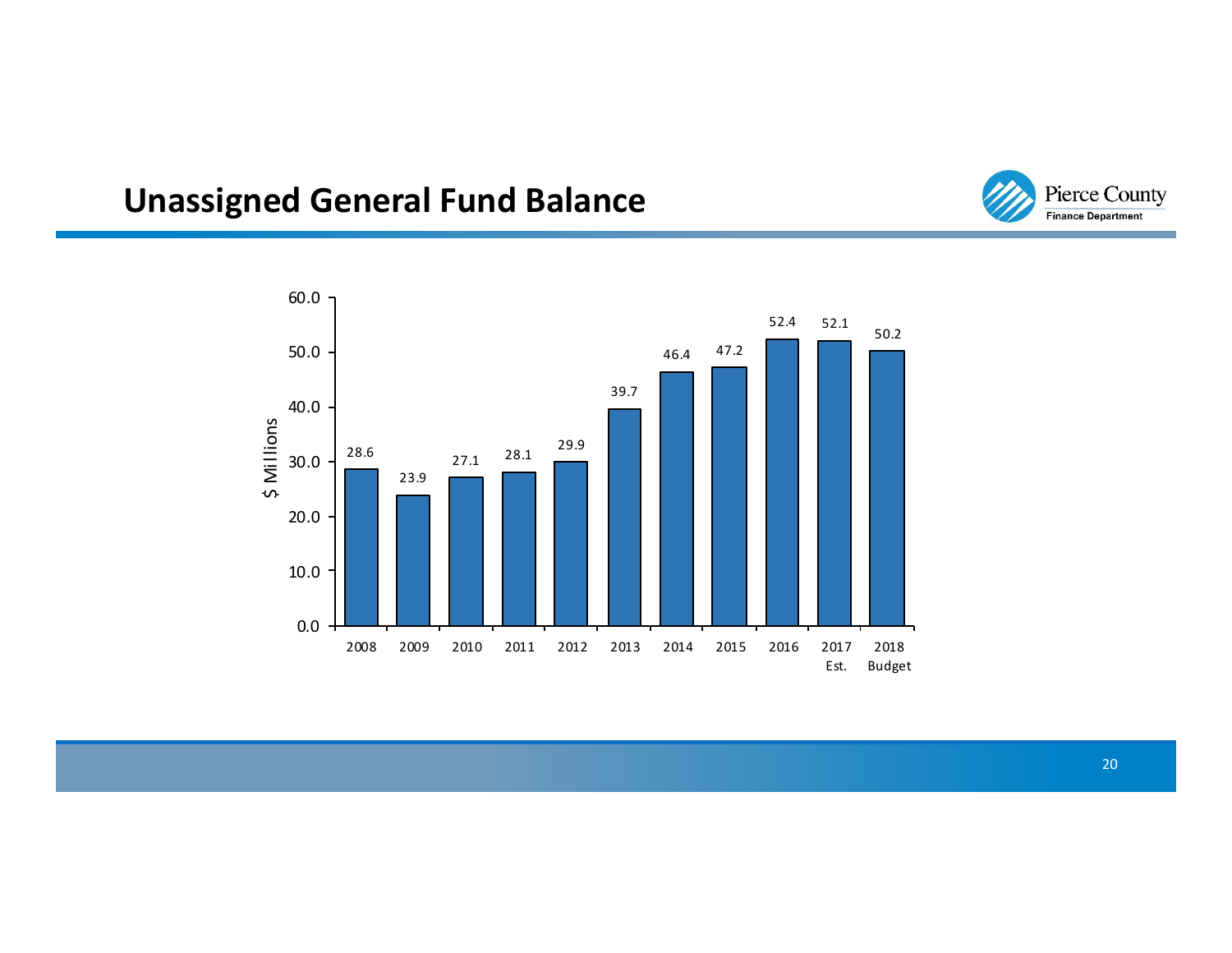## Unassigned General Fund Balance

| Year | $ Millions |
|---|---|
| 2008 | 28.6 |
| 2009 | 23.9 |
| 2010 | 27.1 |
| 2011 | 28.1 |
| 2012 | 29.9 |
| 2013 | 39.7 |
| 2014 | 46.4 |
| 2015 | 47.2 |
| 2016 | 52.4 |
| 2017 Est. | 52.1 |
| 2018 Budget | 50.2 |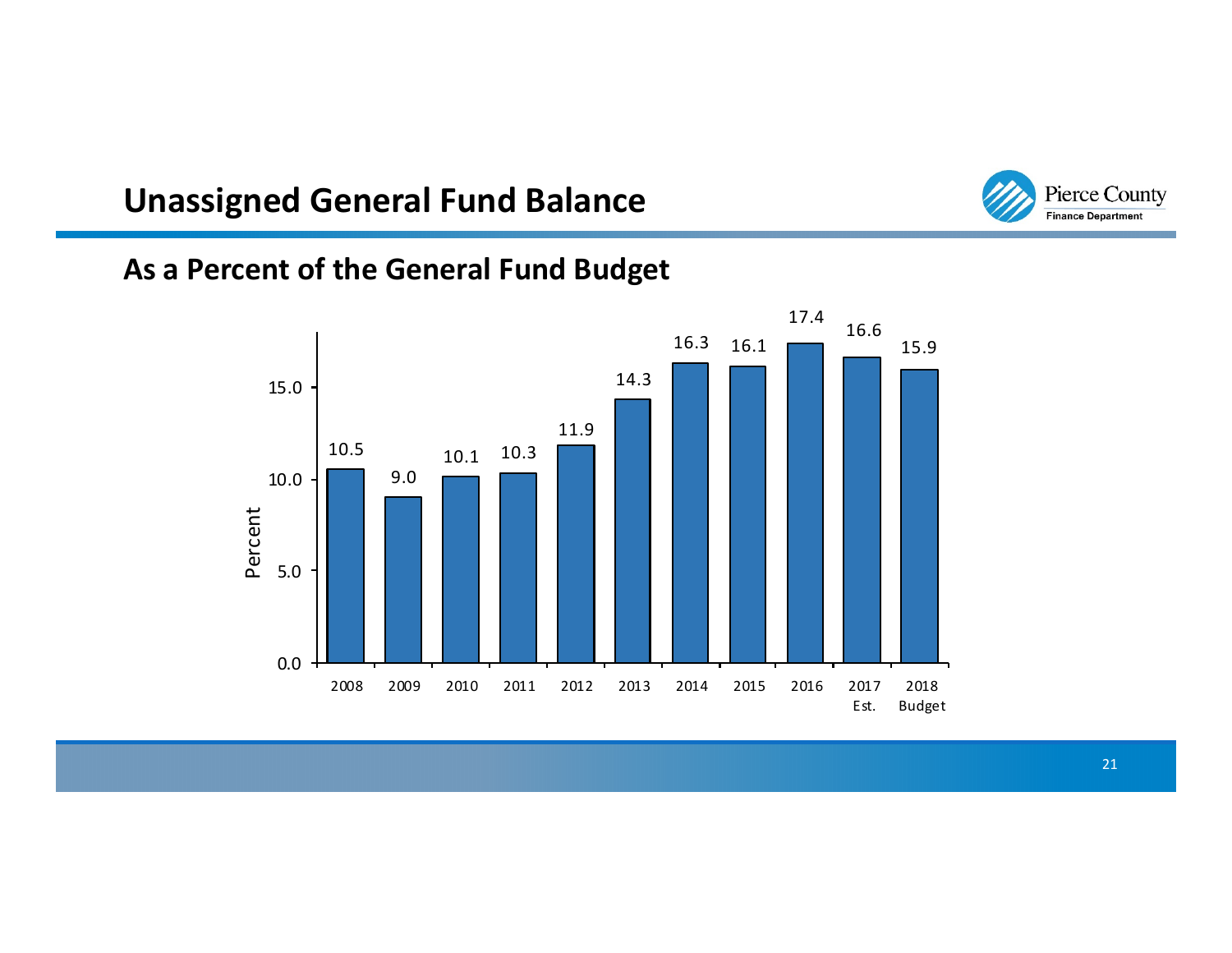# Unassigned General Fund Balance

## As a Percent of the General Fund Budget

| Year | Percent |
| --- | --- |
| 2008 | 10.5 |
| 2009 | 9.0 |
| 2010 | 10.1 |
| 2011 | 10.3 |
| 2012 | 11.9 |
| 2013 | 14.3 |
| 2014 | 16.3 |
| 2015 | 16.1 |
| 2016 | 17.4 |
| 2017 Est. | 16.6 |
| 2018 Budget | 15.9 |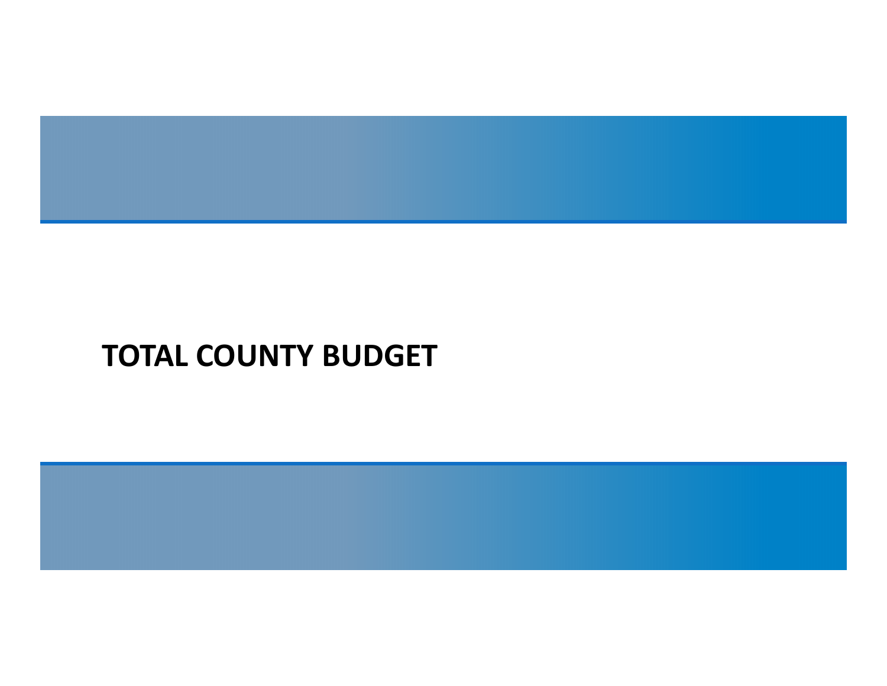# TOTAL COUNTY BUDGET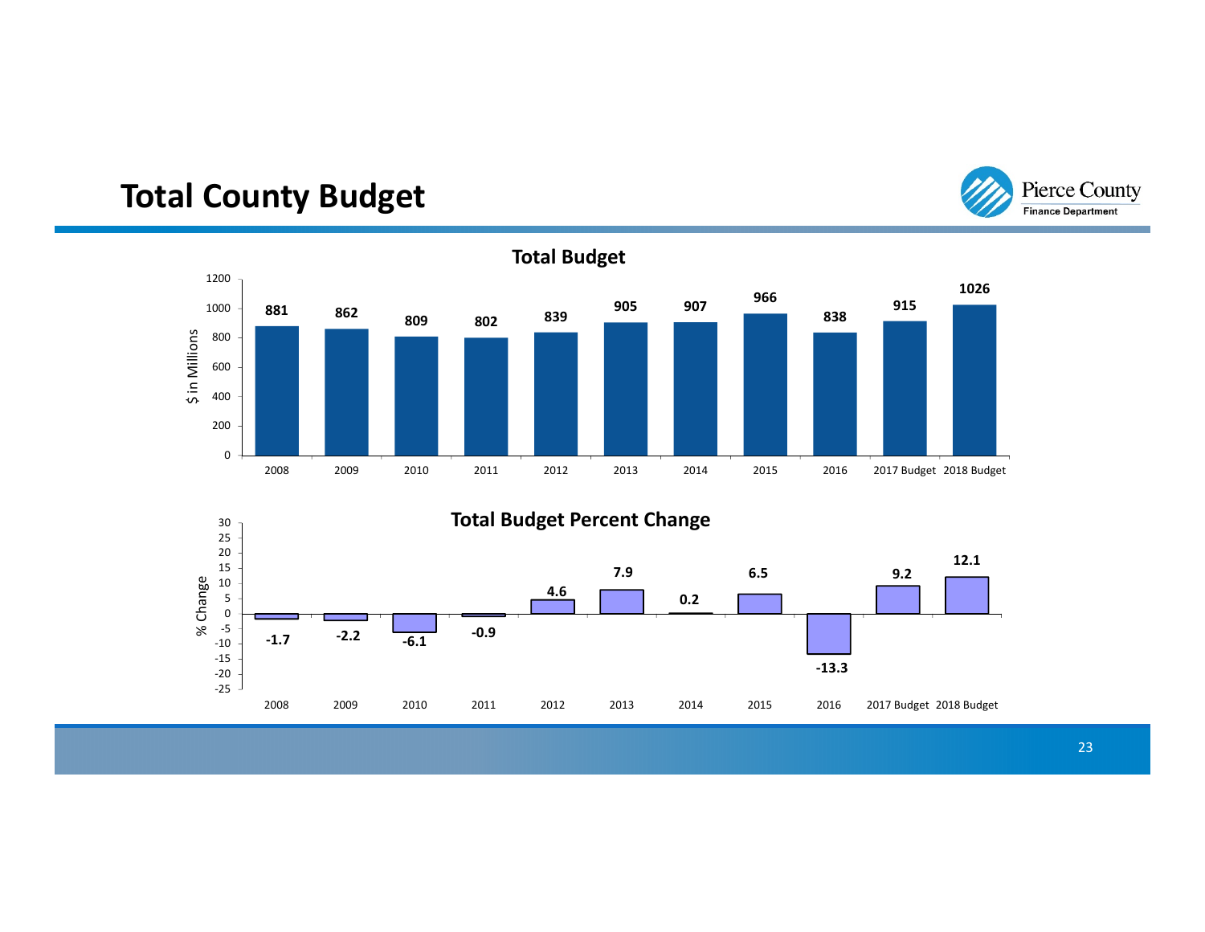# Total County Budget

## Total Budget

| Year | $ in Millions |
|---|---|
| 2008 | 881 |
| 2009 | 862 |
| 2010 | 809 |
| 2011 | 802 |
| 2012 | 839 |
| 2013 | 905 |
| 2014 | 907 |
| 2015 | 966 |
| 2016 | 838 |
| 2017 Budget | 915 |
| 2018 Budget | 1026 |

## Total Budget Percent Change

| Year | % Change |
|---|---|
| 2008 | -1.7 |
| 2009 | -2.2 |
| 2010 | -6.1 |
| 2011 | -0.9 |
| 2012 | 4.6 |
| 2013 | 7.9 |
| 2014 | 0.2 |
| 2015 | 6.5 |
| 2016 | -13.3 |
| 2017 Budget | 9.2 |
| 2018 Budget | 12.1 |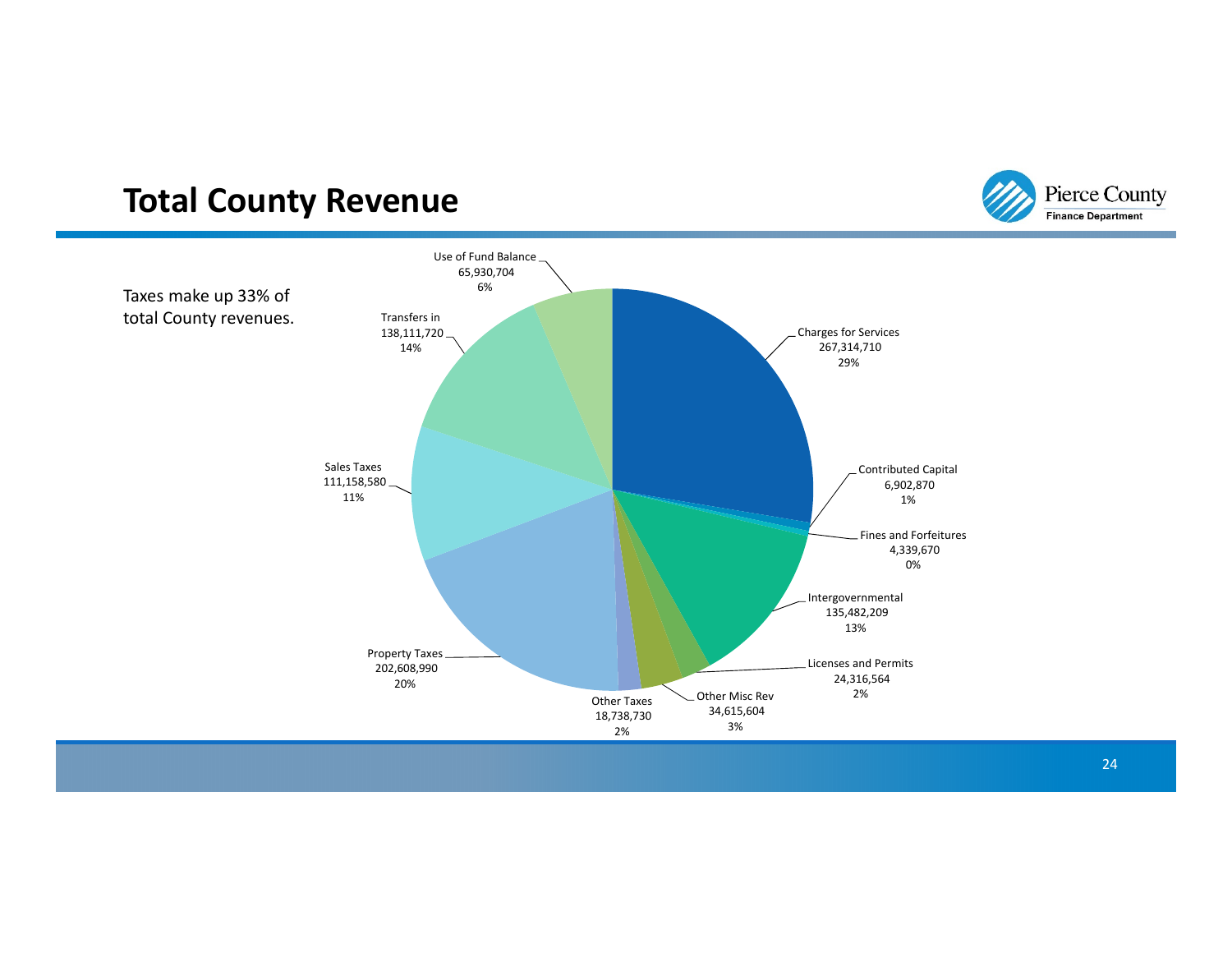# Total County Revenue

Taxes make up 33% of total County revenues.

| Category | Amount | Percent |
| --- | --- | --- |
| Charges for Services | 267,314,710 | 29% |
| Contributed Capital | 6,902,870 | 1% |
| Fines and Forfeitures | 4,339,670 | 0% |
| Intergovernmental | 135,482,209 | 13% |
| Licenses and Permits | 24,316,564 | 2% |
| Other Misc Rev | 34,615,604 | 3% |
| Other Taxes | 18,738,730 | 2% |
| Property Taxes | 202,608,990 | 20% |
| Sales Taxes | 111,158,580 | 11% |
| Transfers in | 138,111,720 | 14% |
| Use of Fund Balance | 65,930,704 | 6% |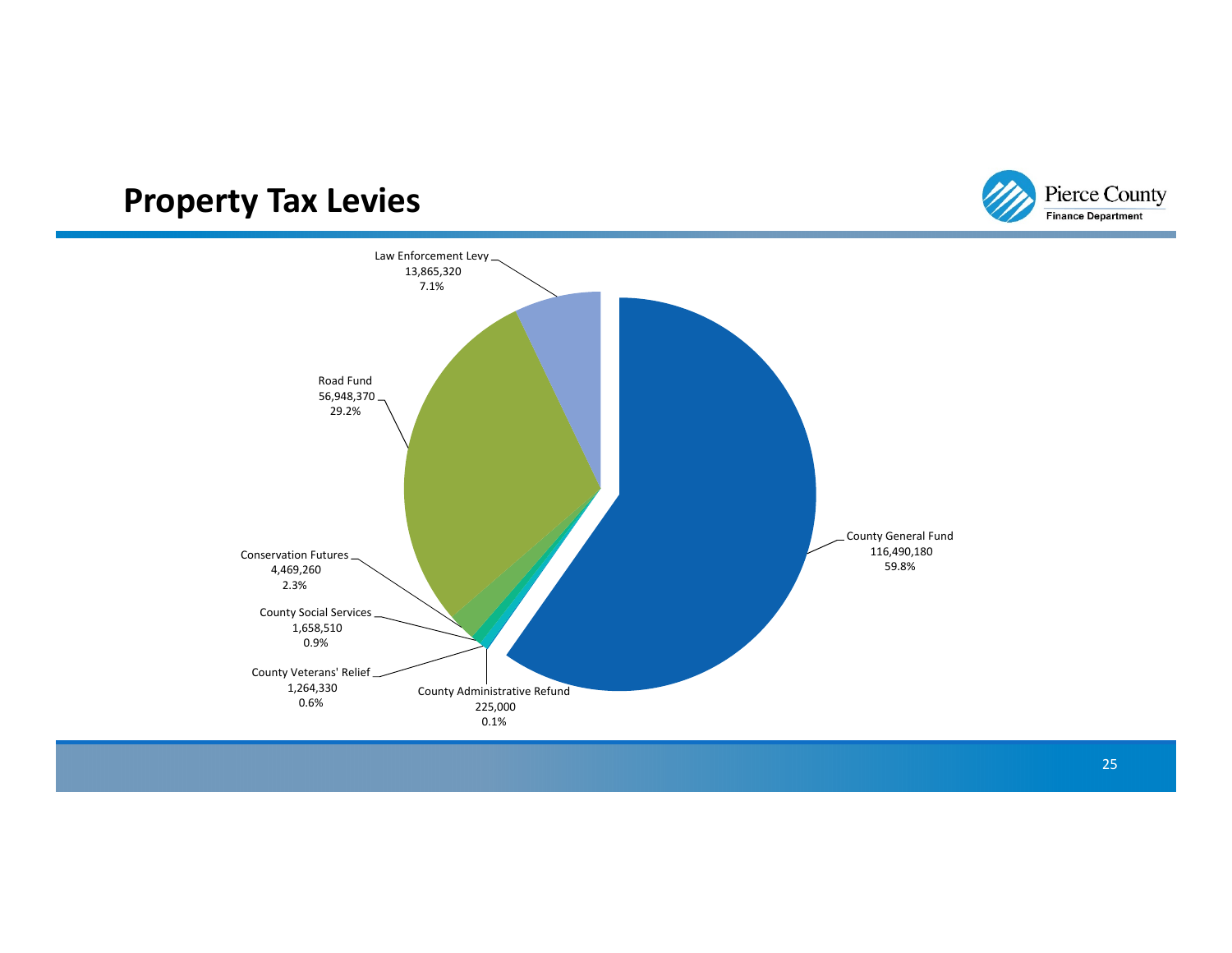# Property Tax Levies

| Levy | Amount | Percent |
|---|---|---|
| County General Fund | 116,490,180 | 59.8% |
| Road Fund | 56,948,370 | 29.2% |
| Law Enforcement Levy | 13,865,320 | 7.1% |
| Conservation Futures | 4,469,260 | 2.3% |
| County Social Services | 1,658,510 | 0.9% |
| County Veterans' Relief | 1,264,330 | 0.6% |
| County Administrative Refund | 225,000 | 0.1% |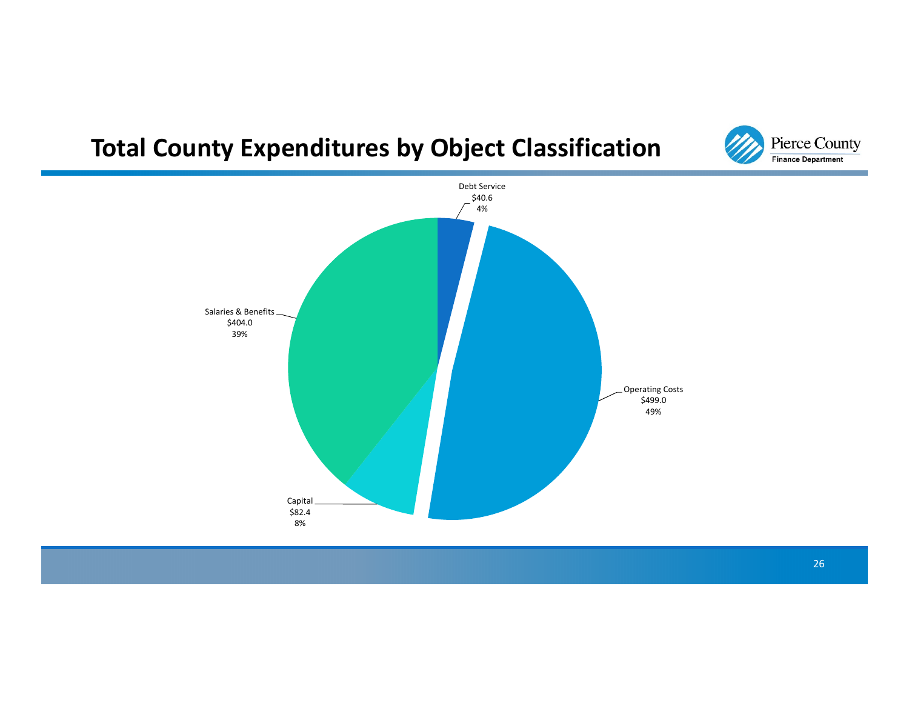# Total County Expenditures by Object Classification

Debt Service
$40.6
4%

Operating Costs
$499.0
49%

Capital
$82.4
8%

Salaries & Benefits
$404.0
39%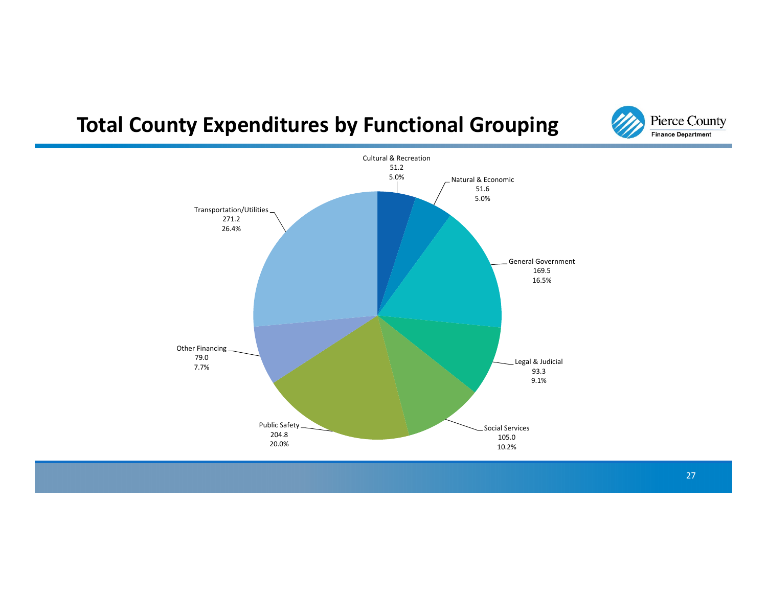# Total County Expenditures by Functional Grouping

| Functional Grouping | Amount | Percent |
| --- | --- | --- |
| Cultural & Recreation | 51.2 | 5.0% |
| Natural & Economic | 51.6 | 5.0% |
| General Government | 169.5 | 16.5% |
| Legal & Judicial | 93.3 | 9.1% |
| Social Services | 105.0 | 10.2% |
| Public Safety | 204.8 | 20.0% |
| Other Financing | 79.0 | 7.7% |
| Transportation/Utilities | 271.2 | 26.4% |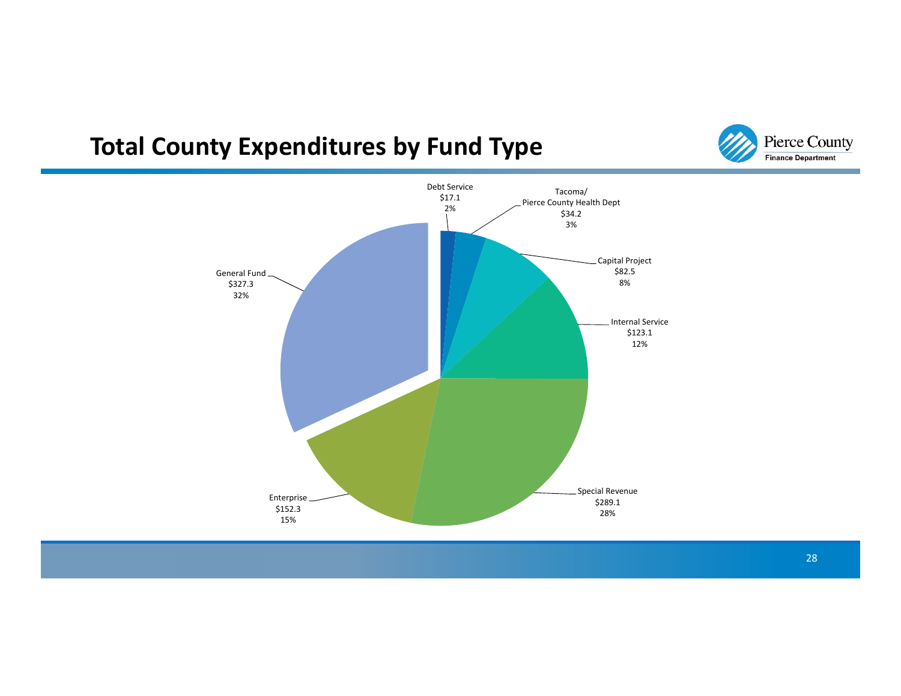# Total County Expenditures by Fund Type

| Fund Type | Amount | Percent |
| --- | --- | --- |
| Debt Service | $17.1 | 2% |
| Tacoma/ Pierce County Health Dept | $34.2 | 3% |
| Capital Project | $82.5 | 8% |
| Internal Service | $123.1 | 12% |
| Special Revenue | $289.1 | 28% |
| Enterprise | $152.3 | 15% |
| General Fund | $327.3 | 32% |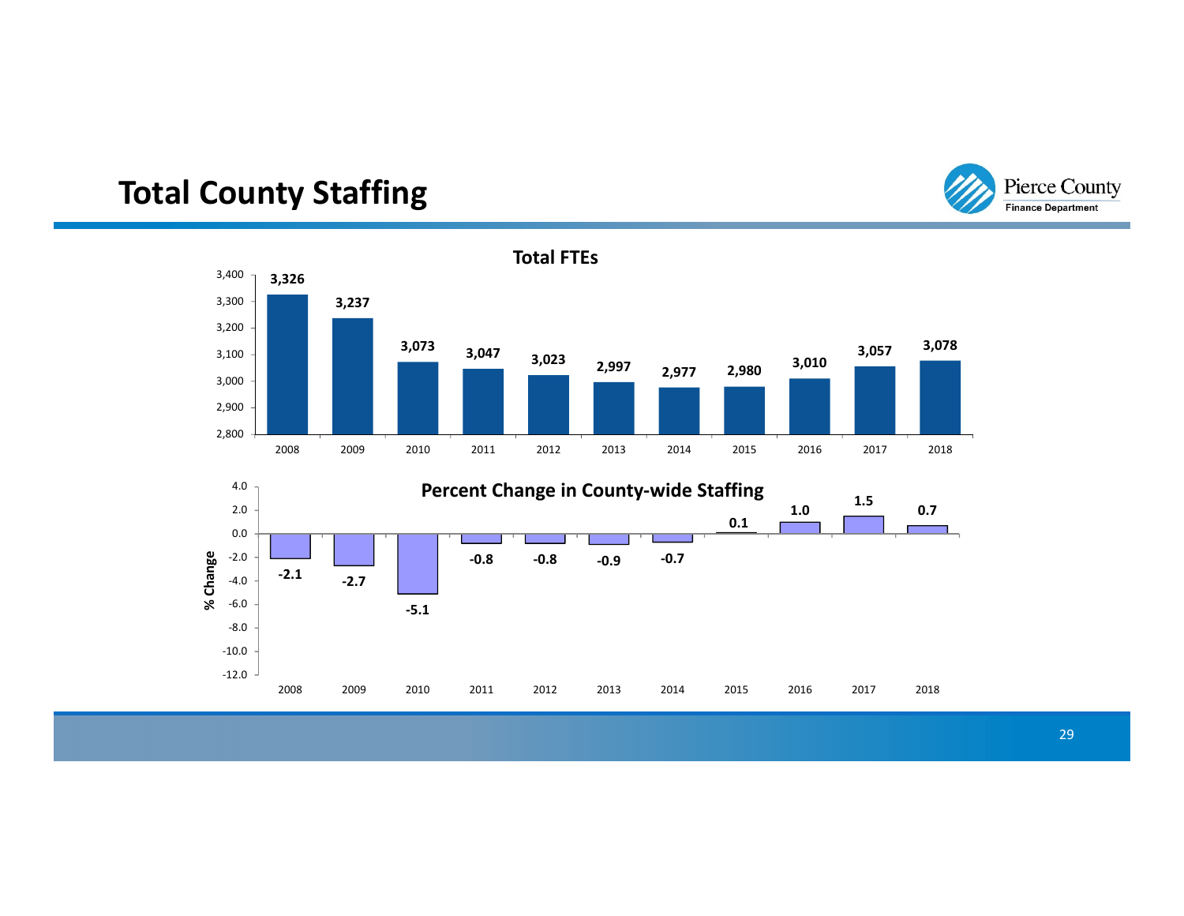# Total County Staffing

Pierce County
Finance Department

**Total FTEs**

3,400
3,300
3,200
3,100
3,000
2,900
2,800

3,326
3,237
3,073
3,047
3,023
2,997
2,977
2,980
3,010
3,057
3,078

2008 2009 2010 2011 2012 2013 2014 2015 2016 2017 2018

**Percent Change in County-wide Staffing**

% Change

4.0
2.0
0.0
-2.0
-4.0
-6.0
-8.0
-10.0
-12.0

-2.1
-2.7
-5.1
-0.8
-0.8
-0.9
-0.7
0.1
1.0
1.5
0.7

2008 2009 2010 2011 2012 2013 2014 2015 2016 2017 2018